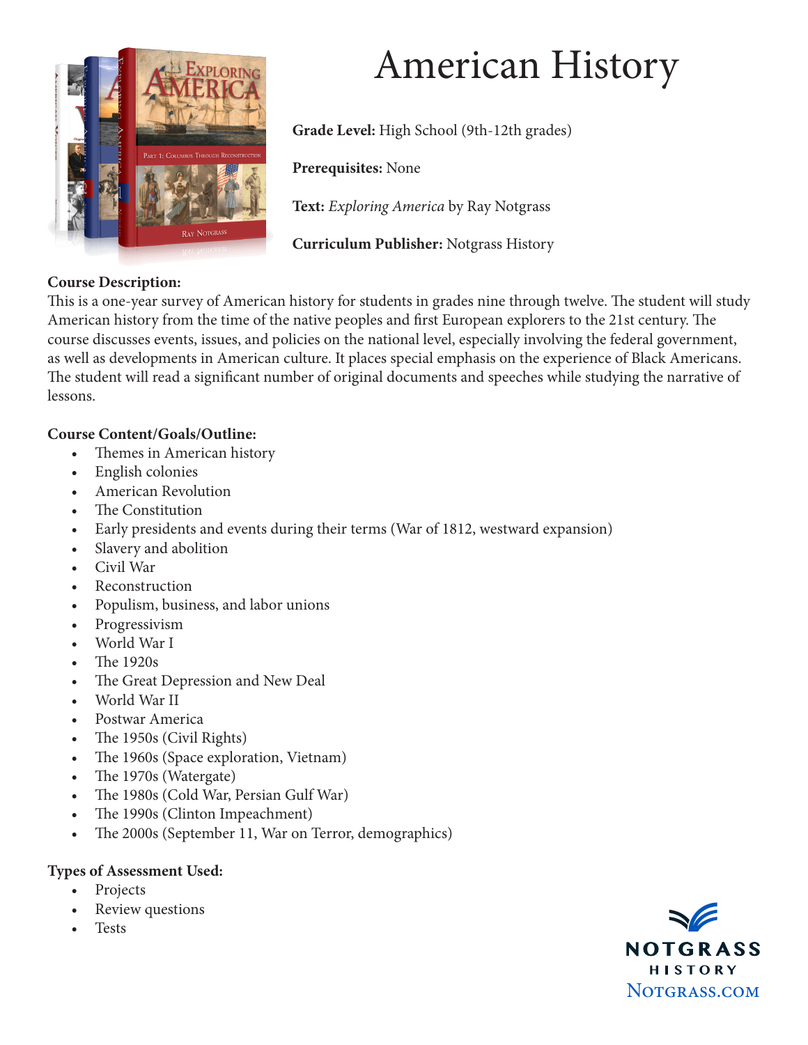# American History

**Grade Level:** High School (9th-12th grades)

**Prerequisites:** None

**Text:** *Exploring America* by Ray Notgrass

**Curriculum Publisher:** Notgrass History

**Course Description:**
This is a one-year survey of American history for students in grades nine through twelve. The student will study American history from the time of the native peoples and first European explorers to the 21st century. The course discusses events, issues, and policies on the national level, especially involving the federal government, as well as developments in American culture. It places special emphasis on the experience of Black Americans. The student will read a significant number of original documents and speeches while studying the narrative of lessons.

**Course Content/Goals/Outline:**

- Themes in American history
- English colonies
- American Revolution
- The Constitution
- Early presidents and events during their terms (War of 1812, westward expansion)
- Slavery and abolition
- Civil War
- Reconstruction
- Populism, business, and labor unions
- Progressivism
- World War I
- The 1920s
- The Great Depression and New Deal
- World War II
- Postwar America
- The 1950s (Civil Rights)
- The 1960s (Space exploration, Vietnam)
- The 1970s (Watergate)
- The 1980s (Cold War, Persian Gulf War)
- The 1990s (Clinton Impeachment)
- The 2000s (September 11, War on Terror, demographics)

**Types of Assessment Used:**

- Projects
- Review questions
- Tests

NOTGRASS HISTORY
NOTGRASS.COM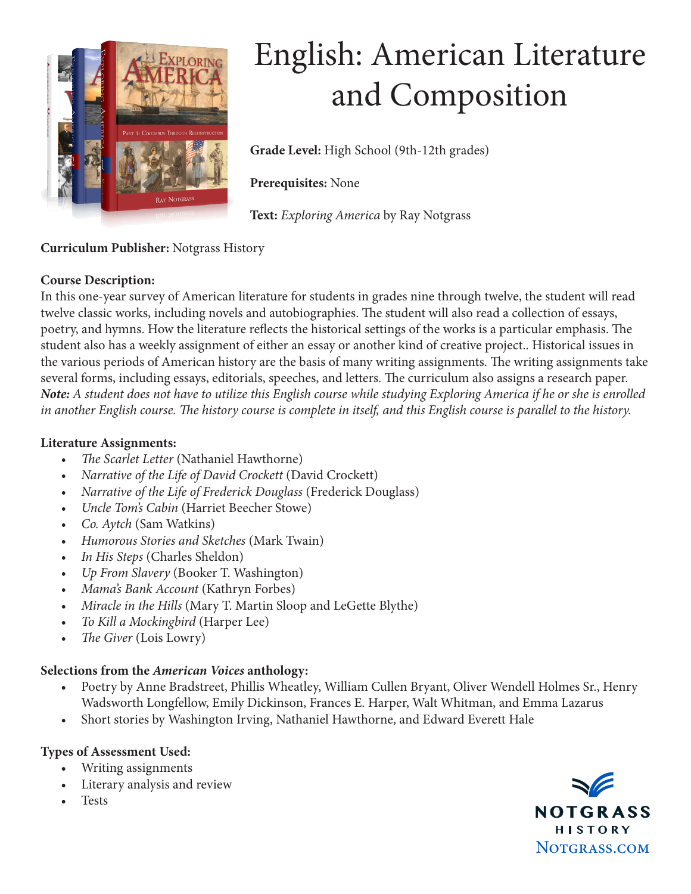# English: American Literature and Composition

**Grade Level:** High School (9th-12th grades)

**Prerequisites:** None

**Text:** *Exploring America* by Ray Notgrass

**Curriculum Publisher:** Notgrass History

**Course Description:**
In this one-year survey of American literature for students in grades nine through twelve, the student will read twelve classic works, including novels and autobiographies. The student will also read a collection of essays, poetry, and hymns. How the literature reflects the historical settings of the works is a particular emphasis. The student also has a weekly assignment of either an essay or another kind of creative project.. Historical issues in the various periods of American history are the basis of many writing assignments. The writing assignments take several forms, including essays, editorials, speeches, and letters. The curriculum also assigns a research paper. ***Note:*** *A student does not have to utilize this English course while studying Exploring America if he or she is enrolled in another English course. The history course is complete in itself, and this English course is parallel to the history.*

**Literature Assignments:**

- *The Scarlet Letter* (Nathaniel Hawthorne)
- *Narrative of the Life of David Crockett* (David Crockett)
- *Narrative of the Life of Frederick Douglass* (Frederick Douglass)
- *Uncle Tom's Cabin* (Harriet Beecher Stowe)
- *Co. Aytch* (Sam Watkins)
- *Humorous Stories and Sketches* (Mark Twain)
- *In His Steps* (Charles Sheldon)
- *Up From Slavery* (Booker T. Washington)
- *Mama's Bank Account* (Kathryn Forbes)
- *Miracle in the Hills* (Mary T. Martin Sloop and LeGette Blythe)
- *To Kill a Mockingbird* (Harper Lee)
- *The Giver* (Lois Lowry)

**Selections from the *American Voices* anthology:**

- Poetry by Anne Bradstreet, Phillis Wheatley, William Cullen Bryant, Oliver Wendell Holmes Sr., Henry Wadsworth Longfellow, Emily Dickinson, Frances E. Harper, Walt Whitman, and Emma Lazarus
- Short stories by Washington Irving, Nathaniel Hawthorne, and Edward Everett Hale

**Types of Assessment Used:**

- Writing assignments
- Literary analysis and review
- Tests

NOTGRASS HISTORY
Notgrass.com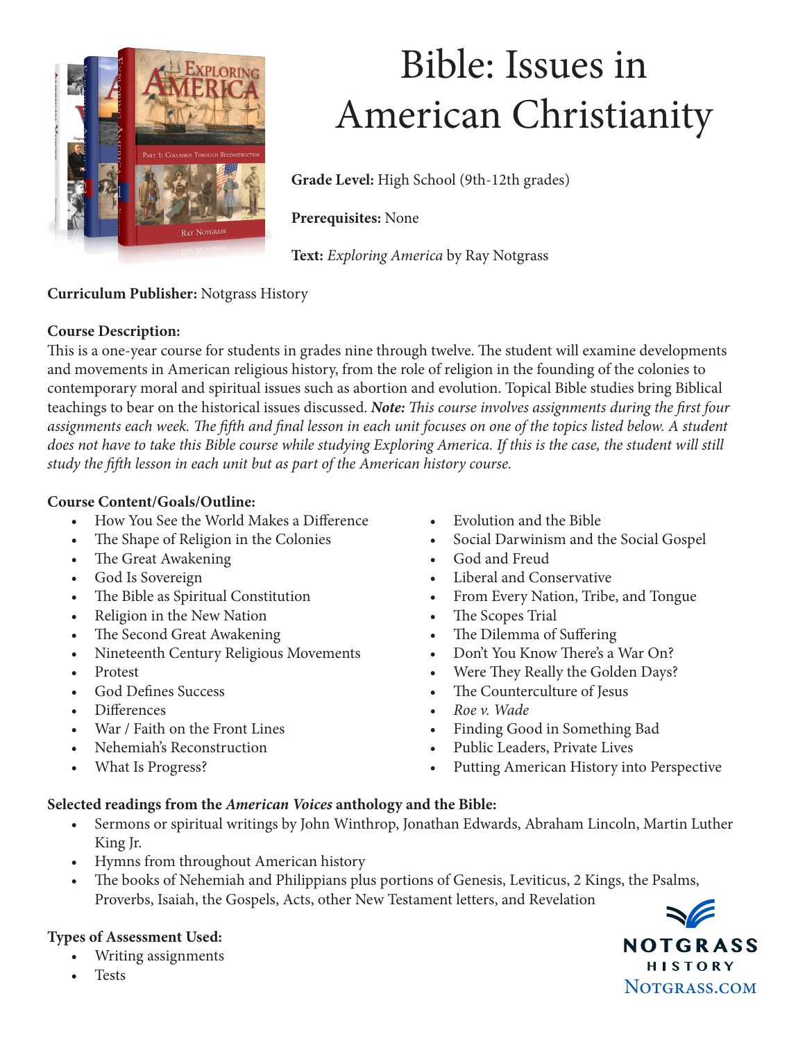# Bible: Issues in American Christianity

**Grade Level:** High School (9th-12th grades)

**Prerequisites:** None

**Text:** *Exploring America* by Ray Notgrass

**Curriculum Publisher:** Notgrass History

**Course Description:**
This is a one-year course for students in grades nine through twelve. The student will examine developments and movements in American religious history, from the role of religion in the founding of the colonies to contemporary moral and spiritual issues such as abortion and evolution. Topical Bible studies bring Biblical teachings to bear on the historical issues discussed. ***Note:*** *This course involves assignments during the first four assignments each week. The fifth and final lesson in each unit focuses on one of the topics listed below. A student does not have to take this Bible course while studying Exploring America. If this is the case, the student will still study the fifth lesson in each unit but as part of the American history course.*

**Course Content/Goals/Outline:**

- How You See the World Makes a Difference
- The Shape of Religion in the Colonies
- The Great Awakening
- God Is Sovereign
- The Bible as Spiritual Constitution
- Religion in the New Nation
- The Second Great Awakening
- Nineteenth Century Religious Movements
- Protest
- God Defines Success
- Differences
- War / Faith on the Front Lines
- Nehemiah's Reconstruction
- What Is Progress?
- Evolution and the Bible
- Social Darwinism and the Social Gospel
- God and Freud
- Liberal and Conservative
- From Every Nation, Tribe, and Tongue
- The Scopes Trial
- The Dilemma of Suffering
- Don't You Know There's a War On?
- Were They Really the Golden Days?
- The Counterculture of Jesus
- *Roe v. Wade*
- Finding Good in Something Bad
- Public Leaders, Private Lives
- Putting American History into Perspective

**Selected readings from the *American Voices* anthology and the Bible:**

- Sermons or spiritual writings by John Winthrop, Jonathan Edwards, Abraham Lincoln, Martin Luther King Jr.
- Hymns from throughout American history
- The books of Nehemiah and Philippians plus portions of Genesis, Leviticus, 2 Kings, the Psalms, Proverbs, Isaiah, the Gospels, Acts, other New Testament letters, and Revelation

**Types of Assessment Used:**

- Writing assignments
- Tests

NOTGRASS HISTORY
Notgrass.com